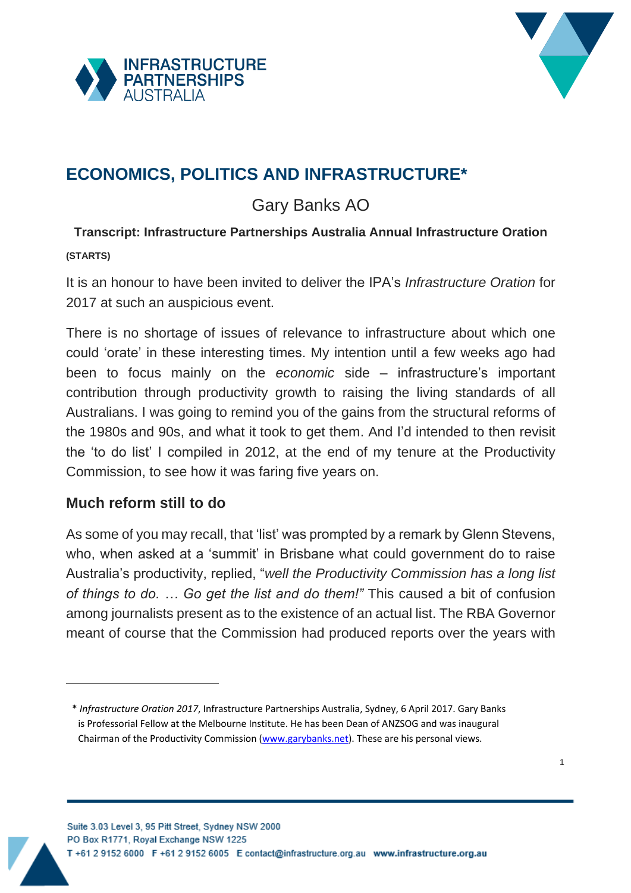# ECONOMICS, POLITICS AND INFRASTRUCTURE*

Gary Banks AO

**Transcript: Infrastructure Partnerships Australia Annual Infrastructure Oration**

**(STARTS)**

It is an honour to have been invited to deliver the IPA's *Infrastructure Oration* for 2017 at such an auspicious event.

There is no shortage of issues of relevance to infrastructure about which one could 'orate' in these interesting times. My intention until a few weeks ago had been to focus mainly on the *economic* side – infrastructure's important contribution through productivity growth to raising the living standards of all Australians. I was going to remind you of the gains from the structural reforms of the 1980s and 90s, and what it took to get them. And I'd intended to then revisit the 'to do list' I compiled in 2012, at the end of my tenure at the Productivity Commission, to see how it was faring five years on.

## Much reform still to do

As some of you may recall, that 'list' was prompted by a remark by Glenn Stevens, who, when asked at a 'summit' in Brisbane what could government do to raise Australia's productivity, replied, "*well the Productivity Commission has a long list of things to do. … Go get the list and do them!"* This caused a bit of confusion among journalists present as to the existence of an actual list. The RBA Governor meant of course that the Commission had produced reports over the years with

---

\* *Infrastructure Oration 2017*, Infrastructure Partnerships Australia, Sydney, 6 April 2017. Gary Banks is Professorial Fellow at the Melbourne Institute. He has been Dean of ANZSOG and was inaugural Chairman of the Productivity Commission (www.garybanks.net). These are his personal views.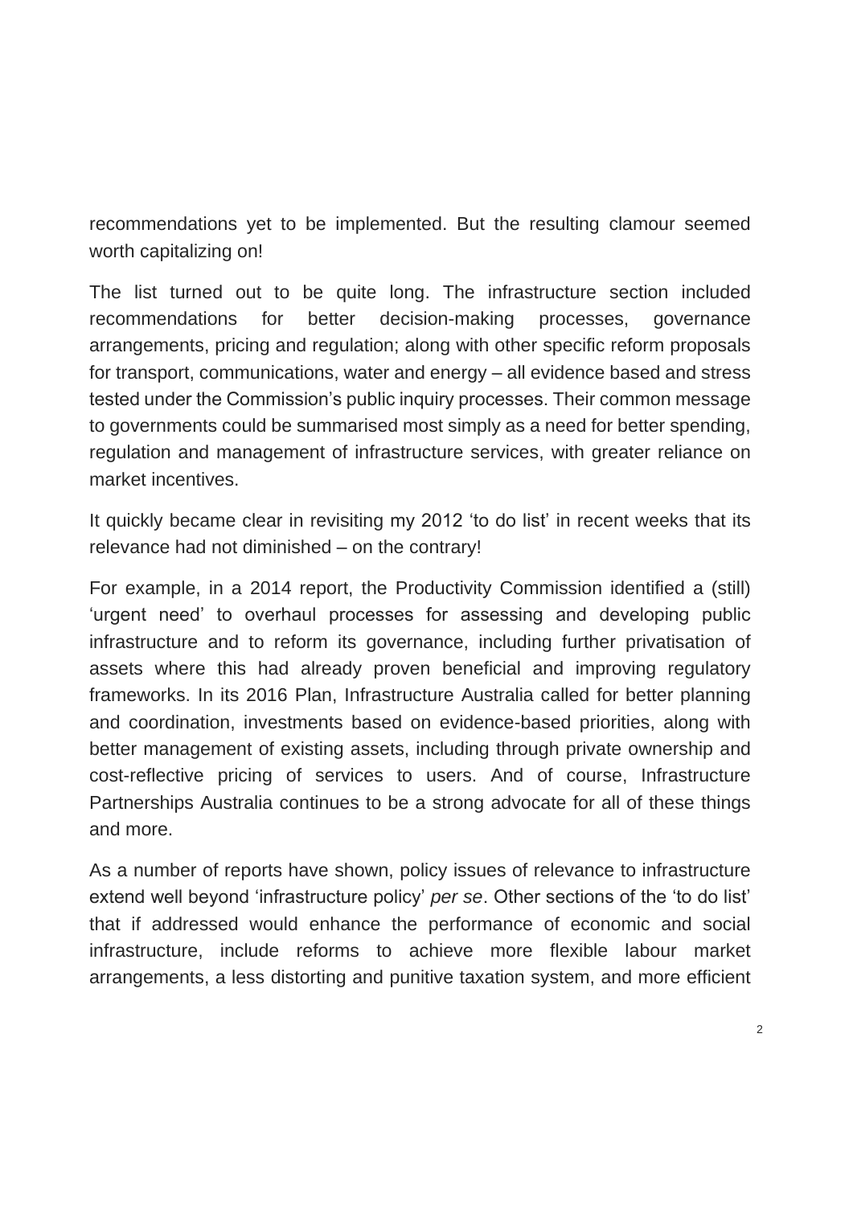recommendations yet to be implemented. But the resulting clamour seemed worth capitalizing on!

The list turned out to be quite long. The infrastructure section included recommendations for better decision-making processes, governance arrangements, pricing and regulation; along with other specific reform proposals for transport, communications, water and energy – all evidence based and stress tested under the Commission's public inquiry processes. Their common message to governments could be summarised most simply as a need for better spending, regulation and management of infrastructure services, with greater reliance on market incentives.

It quickly became clear in revisiting my 2012 'to do list' in recent weeks that its relevance had not diminished – on the contrary!

For example, in a 2014 report, the Productivity Commission identified a (still) 'urgent need' to overhaul processes for assessing and developing public infrastructure and to reform its governance, including further privatisation of assets where this had already proven beneficial and improving regulatory frameworks. In its 2016 Plan, Infrastructure Australia called for better planning and coordination, investments based on evidence-based priorities, along with better management of existing assets, including through private ownership and cost-reflective pricing of services to users. And of course, Infrastructure Partnerships Australia continues to be a strong advocate for all of these things and more.

As a number of reports have shown, policy issues of relevance to infrastructure extend well beyond 'infrastructure policy' *per se*. Other sections of the 'to do list' that if addressed would enhance the performance of economic and social infrastructure, include reforms to achieve more flexible labour market arrangements, a less distorting and punitive taxation system, and more efficient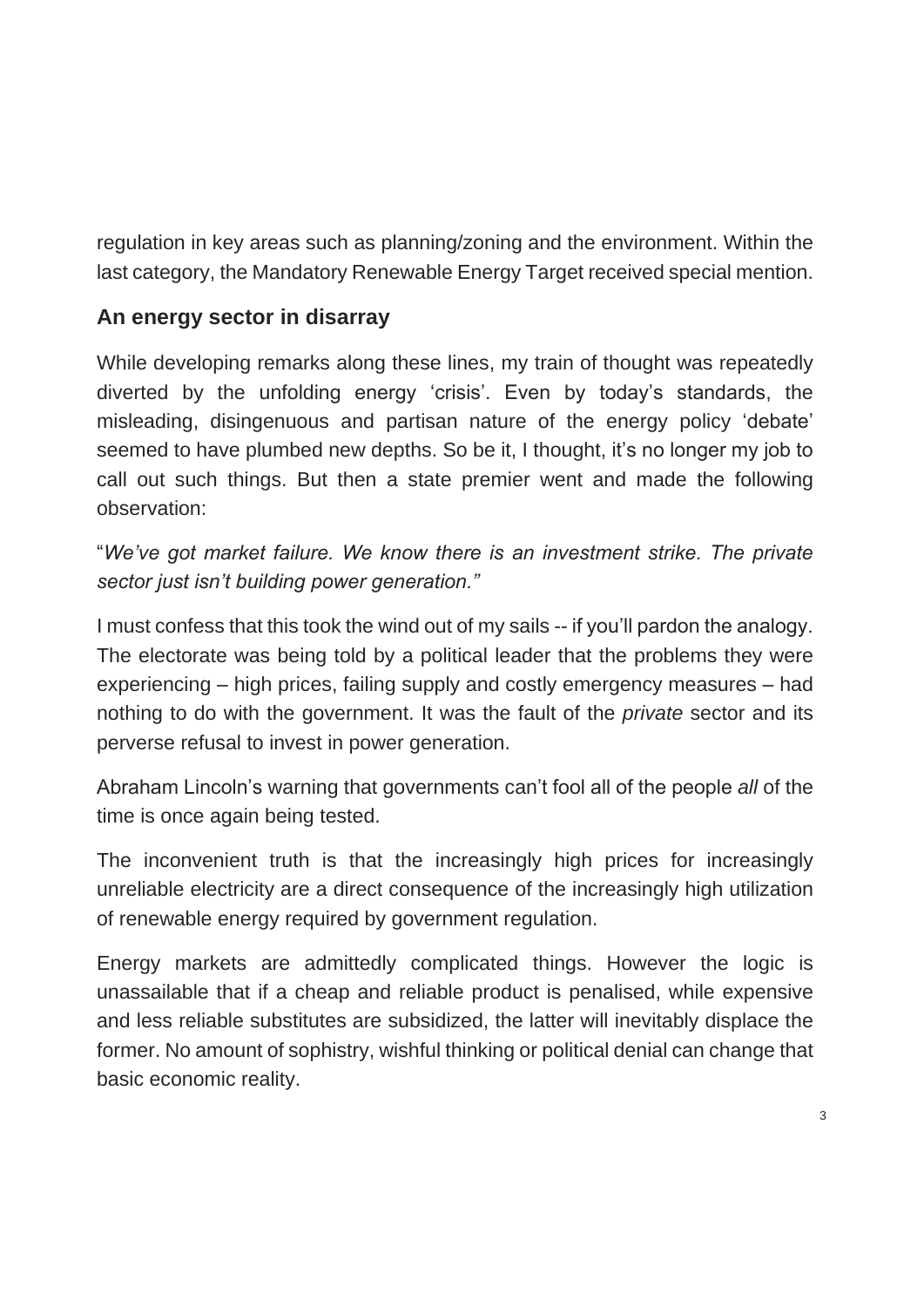regulation in key areas such as planning/zoning and the environment. Within the last category, the Mandatory Renewable Energy Target received special mention.

## An energy sector in disarray

While developing remarks along these lines, my train of thought was repeatedly diverted by the unfolding energy 'crisis'. Even by today's standards, the misleading, disingenuous and partisan nature of the energy policy 'debate' seemed to have plumbed new depths. So be it, I thought, it's no longer my job to call out such things. But then a state premier went and made the following observation:

"*We've got market failure. We know there is an investment strike. The private sector just isn't building power generation."*

I must confess that this took the wind out of my sails -- if you'll pardon the analogy. The electorate was being told by a political leader that the problems they were experiencing – high prices, failing supply and costly emergency measures – had nothing to do with the government. It was the fault of the *private* sector and its perverse refusal to invest in power generation.

Abraham Lincoln's warning that governments can't fool all of the people *all* of the time is once again being tested.

The inconvenient truth is that the increasingly high prices for increasingly unreliable electricity are a direct consequence of the increasingly high utilization of renewable energy required by government regulation.

Energy markets are admittedly complicated things. However the logic is unassailable that if a cheap and reliable product is penalised, while expensive and less reliable substitutes are subsidized, the latter will inevitably displace the former. No amount of sophistry, wishful thinking or political denial can change that basic economic reality.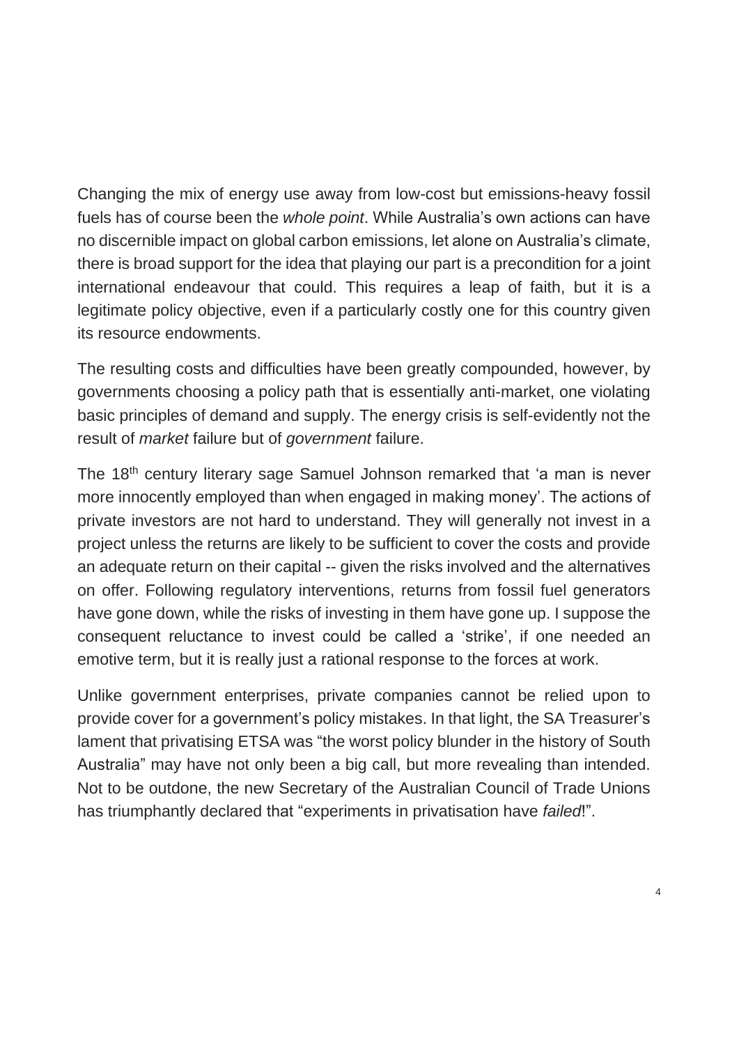Changing the mix of energy use away from low-cost but emissions-heavy fossil fuels has of course been the *whole point*. While Australia's own actions can have no discernible impact on global carbon emissions, let alone on Australia's climate, there is broad support for the idea that playing our part is a precondition for a joint international endeavour that could. This requires a leap of faith, but it is a legitimate policy objective, even if a particularly costly one for this country given its resource endowments.

The resulting costs and difficulties have been greatly compounded, however, by governments choosing a policy path that is essentially anti-market, one violating basic principles of demand and supply. The energy crisis is self-evidently not the result of *market* failure but of *government* failure.

The 18th century literary sage Samuel Johnson remarked that 'a man is never more innocently employed than when engaged in making money'. The actions of private investors are not hard to understand. They will generally not invest in a project unless the returns are likely to be sufficient to cover the costs and provide an adequate return on their capital -- given the risks involved and the alternatives on offer. Following regulatory interventions, returns from fossil fuel generators have gone down, while the risks of investing in them have gone up. I suppose the consequent reluctance to invest could be called a 'strike', if one needed an emotive term, but it is really just a rational response to the forces at work.

Unlike government enterprises, private companies cannot be relied upon to provide cover for a government's policy mistakes. In that light, the SA Treasurer's lament that privatising ETSA was "the worst policy blunder in the history of South Australia" may have not only been a big call, but more revealing than intended. Not to be outdone, the new Secretary of the Australian Council of Trade Unions has triumphantly declared that "experiments in privatisation have *failed*!".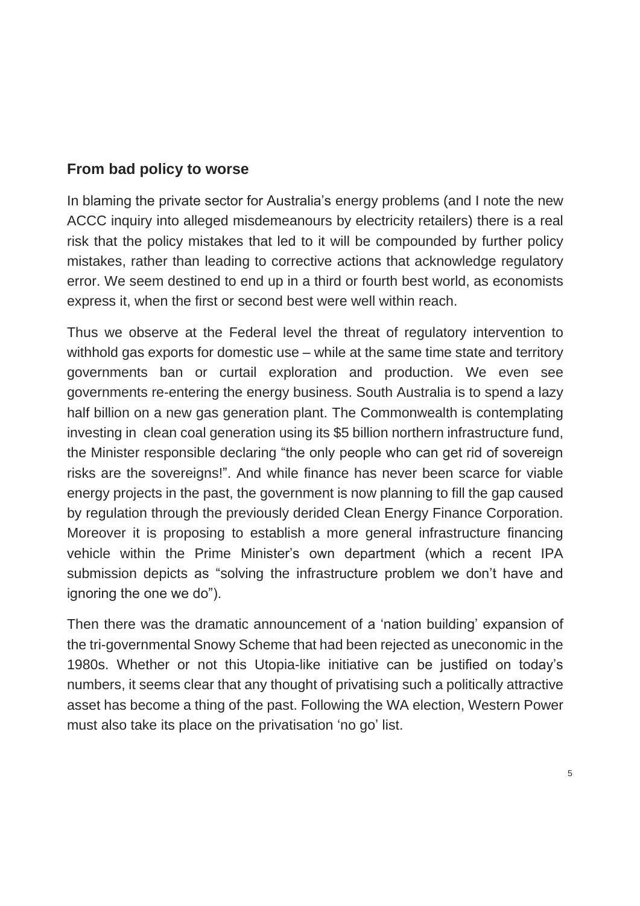## From bad policy to worse

In blaming the private sector for Australia's energy problems (and I note the new ACCC inquiry into alleged misdemeanours by electricity retailers) there is a real risk that the policy mistakes that led to it will be compounded by further policy mistakes, rather than leading to corrective actions that acknowledge regulatory error. We seem destined to end up in a third or fourth best world, as economists express it, when the first or second best were well within reach.

Thus we observe at the Federal level the threat of regulatory intervention to withhold gas exports for domestic use – while at the same time state and territory governments ban or curtail exploration and production. We even see governments re-entering the energy business. South Australia is to spend a lazy half billion on a new gas generation plant. The Commonwealth is contemplating investing in clean coal generation using its $5 billion northern infrastructure fund, the Minister responsible declaring "the only people who can get rid of sovereign risks are the sovereigns!". And while finance has never been scarce for viable energy projects in the past, the government is now planning to fill the gap caused by regulation through the previously derided Clean Energy Finance Corporation. Moreover it is proposing to establish a more general infrastructure financing vehicle within the Prime Minister's own department (which a recent IPA submission depicts as "solving the infrastructure problem we don't have and ignoring the one we do").

Then there was the dramatic announcement of a 'nation building' expansion of the tri-governmental Snowy Scheme that had been rejected as uneconomic in the 1980s. Whether or not this Utopia-like initiative can be justified on today's numbers, it seems clear that any thought of privatising such a politically attractive asset has become a thing of the past. Following the WA election, Western Power must also take its place on the privatisation 'no go' list.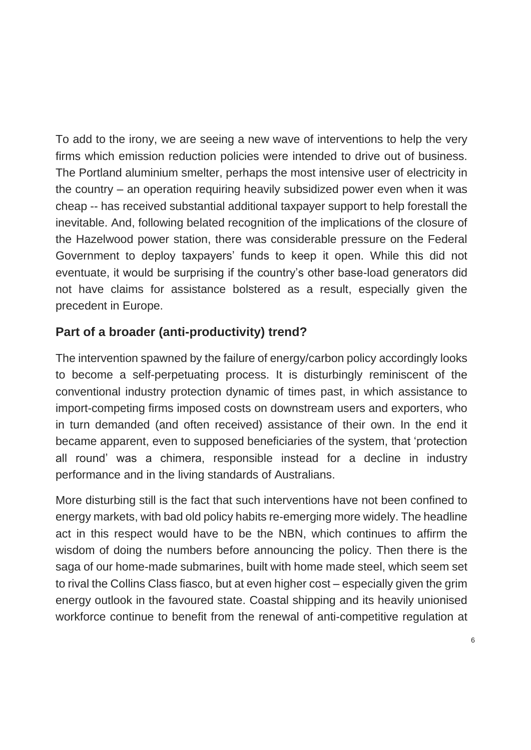To add to the irony, we are seeing a new wave of interventions to help the very firms which emission reduction policies were intended to drive out of business. The Portland aluminium smelter, perhaps the most intensive user of electricity in the country – an operation requiring heavily subsidized power even when it was cheap -- has received substantial additional taxpayer support to help forestall the inevitable. And, following belated recognition of the implications of the closure of the Hazelwood power station, there was considerable pressure on the Federal Government to deploy taxpayers' funds to keep it open. While this did not eventuate, it would be surprising if the country's other base-load generators did not have claims for assistance bolstered as a result, especially given the precedent in Europe.

## Part of a broader (anti-productivity) trend?

The intervention spawned by the failure of energy/carbon policy accordingly looks to become a self-perpetuating process. It is disturbingly reminiscent of the conventional industry protection dynamic of times past, in which assistance to import-competing firms imposed costs on downstream users and exporters, who in turn demanded (and often received) assistance of their own. In the end it became apparent, even to supposed beneficiaries of the system, that 'protection all round' was a chimera, responsible instead for a decline in industry performance and in the living standards of Australians.

More disturbing still is the fact that such interventions have not been confined to energy markets, with bad old policy habits re-emerging more widely. The headline act in this respect would have to be the NBN, which continues to affirm the wisdom of doing the numbers before announcing the policy. Then there is the saga of our home-made submarines, built with home made steel, which seem set to rival the Collins Class fiasco, but at even higher cost – especially given the grim energy outlook in the favoured state. Coastal shipping and its heavily unionised workforce continue to benefit from the renewal of anti-competitive regulation at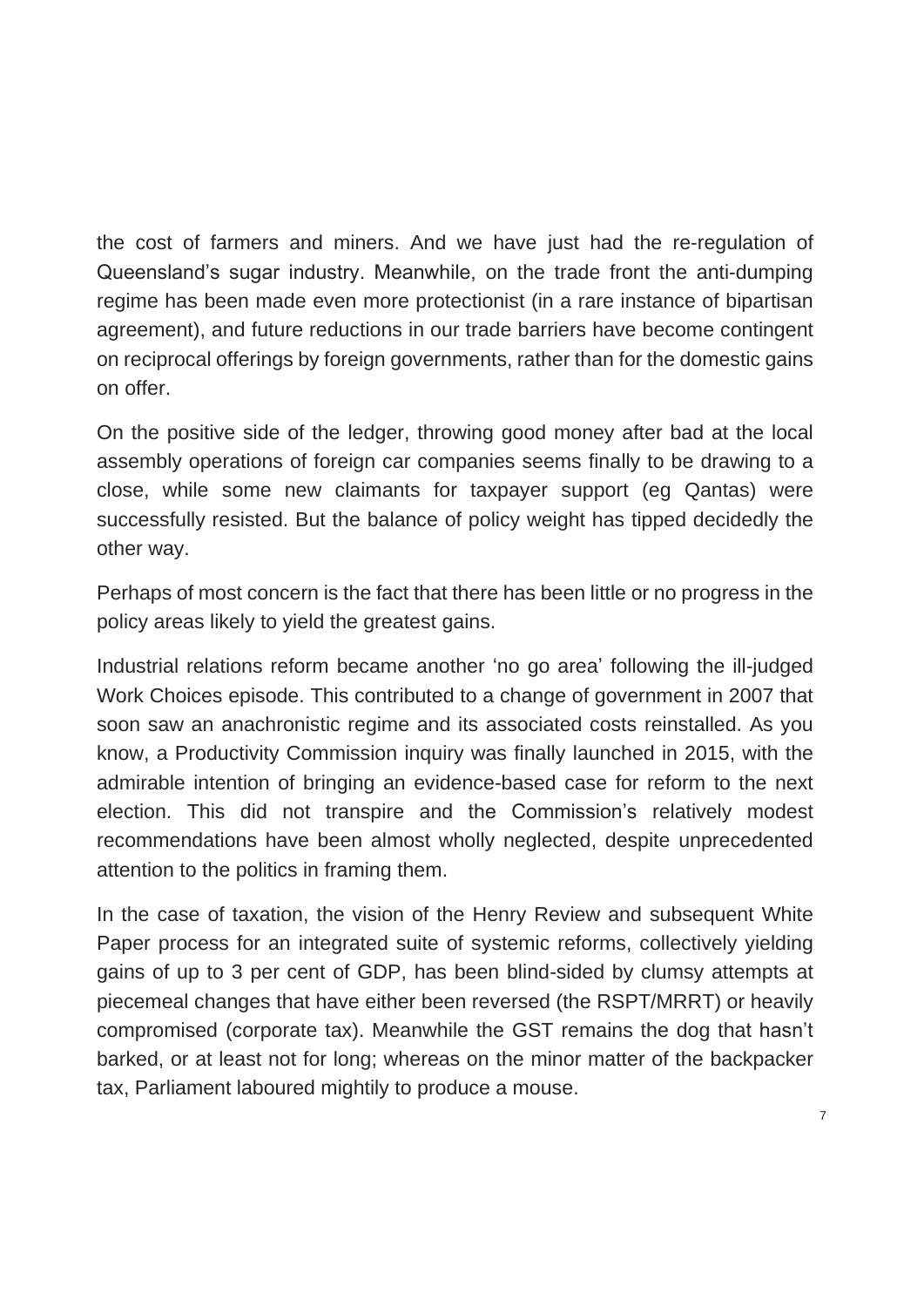the cost of farmers and miners. And we have just had the re-regulation of Queensland's sugar industry. Meanwhile, on the trade front the anti-dumping regime has been made even more protectionist (in a rare instance of bipartisan agreement), and future reductions in our trade barriers have become contingent on reciprocal offerings by foreign governments, rather than for the domestic gains on offer.

On the positive side of the ledger, throwing good money after bad at the local assembly operations of foreign car companies seems finally to be drawing to a close, while some new claimants for taxpayer support (eg Qantas) were successfully resisted. But the balance of policy weight has tipped decidedly the other way.

Perhaps of most concern is the fact that there has been little or no progress in the policy areas likely to yield the greatest gains.

Industrial relations reform became another 'no go area' following the ill-judged Work Choices episode. This contributed to a change of government in 2007 that soon saw an anachronistic regime and its associated costs reinstalled. As you know, a Productivity Commission inquiry was finally launched in 2015, with the admirable intention of bringing an evidence-based case for reform to the next election. This did not transpire and the Commission's relatively modest recommendations have been almost wholly neglected, despite unprecedented attention to the politics in framing them.

In the case of taxation, the vision of the Henry Review and subsequent White Paper process for an integrated suite of systemic reforms, collectively yielding gains of up to 3 per cent of GDP, has been blind-sided by clumsy attempts at piecemeal changes that have either been reversed (the RSPT/MRRT) or heavily compromised (corporate tax). Meanwhile the GST remains the dog that hasn't barked, or at least not for long; whereas on the minor matter of the backpacker tax, Parliament laboured mightily to produce a mouse.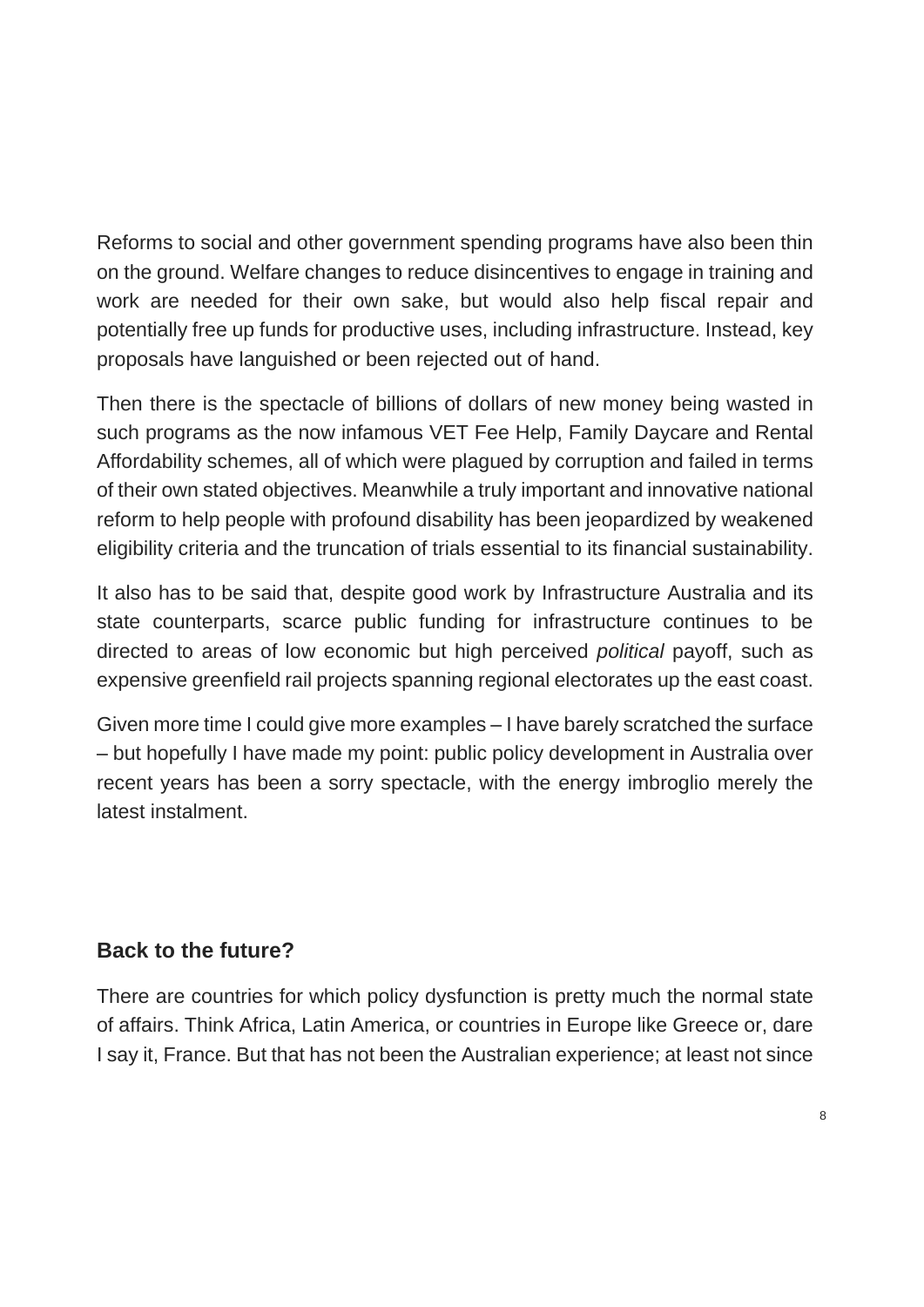Reforms to social and other government spending programs have also been thin on the ground. Welfare changes to reduce disincentives to engage in training and work are needed for their own sake, but would also help fiscal repair and potentially free up funds for productive uses, including infrastructure. Instead, key proposals have languished or been rejected out of hand.

Then there is the spectacle of billions of dollars of new money being wasted in such programs as the now infamous VET Fee Help, Family Daycare and Rental Affordability schemes, all of which were plagued by corruption and failed in terms of their own stated objectives. Meanwhile a truly important and innovative national reform to help people with profound disability has been jeopardized by weakened eligibility criteria and the truncation of trials essential to its financial sustainability.

It also has to be said that, despite good work by Infrastructure Australia and its state counterparts, scarce public funding for infrastructure continues to be directed to areas of low economic but high perceived *political* payoff, such as expensive greenfield rail projects spanning regional electorates up the east coast.

Given more time I could give more examples – I have barely scratched the surface – but hopefully I have made my point: public policy development in Australia over recent years has been a sorry spectacle, with the energy imbroglio merely the latest instalment.

## Back to the future?

There are countries for which policy dysfunction is pretty much the normal state of affairs. Think Africa, Latin America, or countries in Europe like Greece or, dare I say it, France. But that has not been the Australian experience; at least not since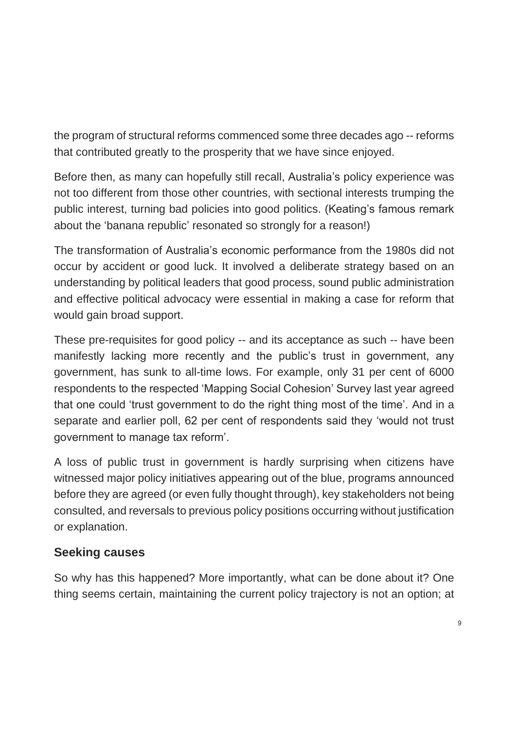the program of structural reforms commenced some three decades ago -- reforms that contributed greatly to the prosperity that we have since enjoyed.

Before then, as many can hopefully still recall, Australia's policy experience was not too different from those other countries, with sectional interests trumping the public interest, turning bad policies into good politics. (Keating's famous remark about the 'banana republic' resonated so strongly for a reason!)

The transformation of Australia's economic performance from the 1980s did not occur by accident or good luck. It involved a deliberate strategy based on an understanding by political leaders that good process, sound public administration and effective political advocacy were essential in making a case for reform that would gain broad support.

These pre-requisites for good policy -- and its acceptance as such -- have been manifestly lacking more recently and the public's trust in government, any government, has sunk to all-time lows. For example, only 31 per cent of 6000 respondents to the respected 'Mapping Social Cohesion' Survey last year agreed that one could 'trust government to do the right thing most of the time'. And in a separate and earlier poll, 62 per cent of respondents said they 'would not trust government to manage tax reform'.

A loss of public trust in government is hardly surprising when citizens have witnessed major policy initiatives appearing out of the blue, programs announced before they are agreed (or even fully thought through), key stakeholders not being consulted, and reversals to previous policy positions occurring without justification or explanation.

## Seeking causes

So why has this happened? More importantly, what can be done about it? One thing seems certain, maintaining the current policy trajectory is not an option; at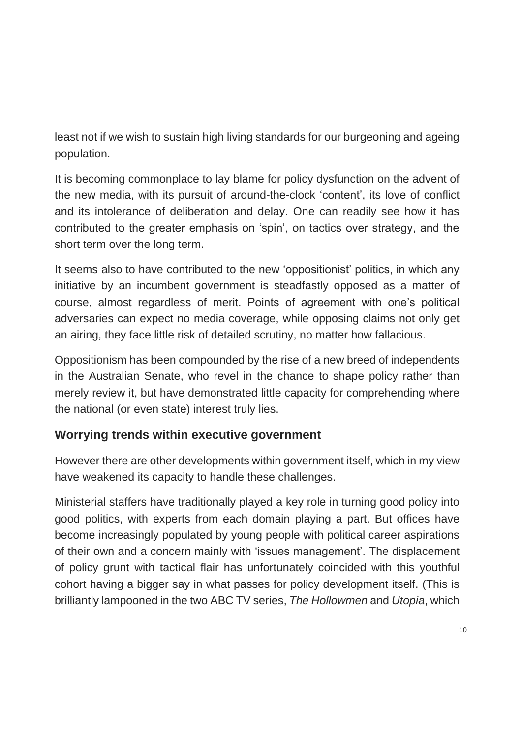least not if we wish to sustain high living standards for our burgeoning and ageing population.

It is becoming commonplace to lay blame for policy dysfunction on the advent of the new media, with its pursuit of around-the-clock 'content', its love of conflict and its intolerance of deliberation and delay. One can readily see how it has contributed to the greater emphasis on 'spin', on tactics over strategy, and the short term over the long term.

It seems also to have contributed to the new 'oppositionist' politics, in which any initiative by an incumbent government is steadfastly opposed as a matter of course, almost regardless of merit. Points of agreement with one's political adversaries can expect no media coverage, while opposing claims not only get an airing, they face little risk of detailed scrutiny, no matter how fallacious.

Oppositionism has been compounded by the rise of a new breed of independents in the Australian Senate, who revel in the chance to shape policy rather than merely review it, but have demonstrated little capacity for comprehending where the national (or even state) interest truly lies.

## Worrying trends within executive government

However there are other developments within government itself, which in my view have weakened its capacity to handle these challenges.

Ministerial staffers have traditionally played a key role in turning good policy into good politics, with experts from each domain playing a part. But offices have become increasingly populated by young people with political career aspirations of their own and a concern mainly with 'issues management'. The displacement of policy grunt with tactical flair has unfortunately coincided with this youthful cohort having a bigger say in what passes for policy development itself. (This is brilliantly lampooned in the two ABC TV series, *The Hollowmen* and *Utopia*, which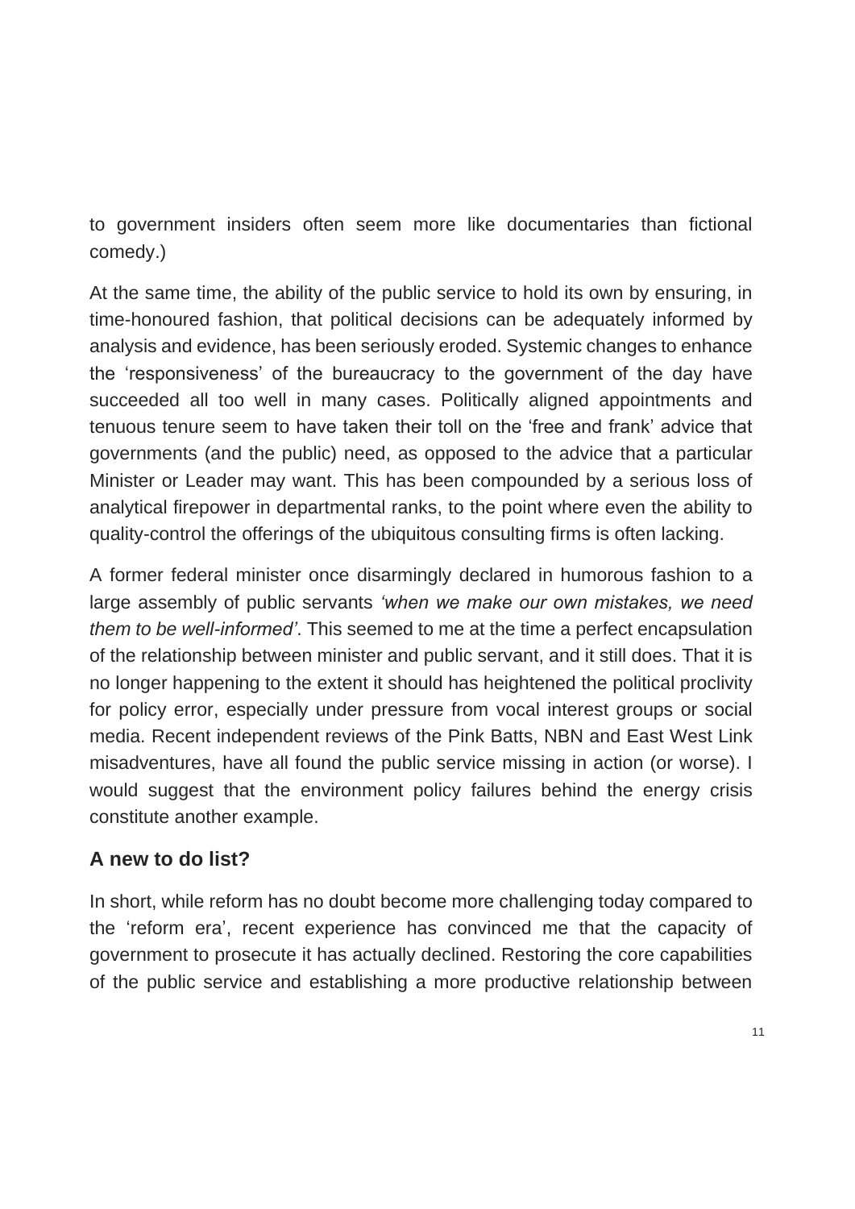to government insiders often seem more like documentaries than fictional comedy.)

At the same time, the ability of the public service to hold its own by ensuring, in time-honoured fashion, that political decisions can be adequately informed by analysis and evidence, has been seriously eroded. Systemic changes to enhance the 'responsiveness' of the bureaucracy to the government of the day have succeeded all too well in many cases. Politically aligned appointments and tenuous tenure seem to have taken their toll on the 'free and frank' advice that governments (and the public) need, as opposed to the advice that a particular Minister or Leader may want. This has been compounded by a serious loss of analytical firepower in departmental ranks, to the point where even the ability to quality-control the offerings of the ubiquitous consulting firms is often lacking.

A former federal minister once disarmingly declared in humorous fashion to a large assembly of public servants *'when we make our own mistakes, we need them to be well-informed'*. This seemed to me at the time a perfect encapsulation of the relationship between minister and public servant, and it still does. That it is no longer happening to the extent it should has heightened the political proclivity for policy error, especially under pressure from vocal interest groups or social media. Recent independent reviews of the Pink Batts, NBN and East West Link misadventures, have all found the public service missing in action (or worse). I would suggest that the environment policy failures behind the energy crisis constitute another example.

## A new to do list?

In short, while reform has no doubt become more challenging today compared to the 'reform era', recent experience has convinced me that the capacity of government to prosecute it has actually declined. Restoring the core capabilities of the public service and establishing a more productive relationship between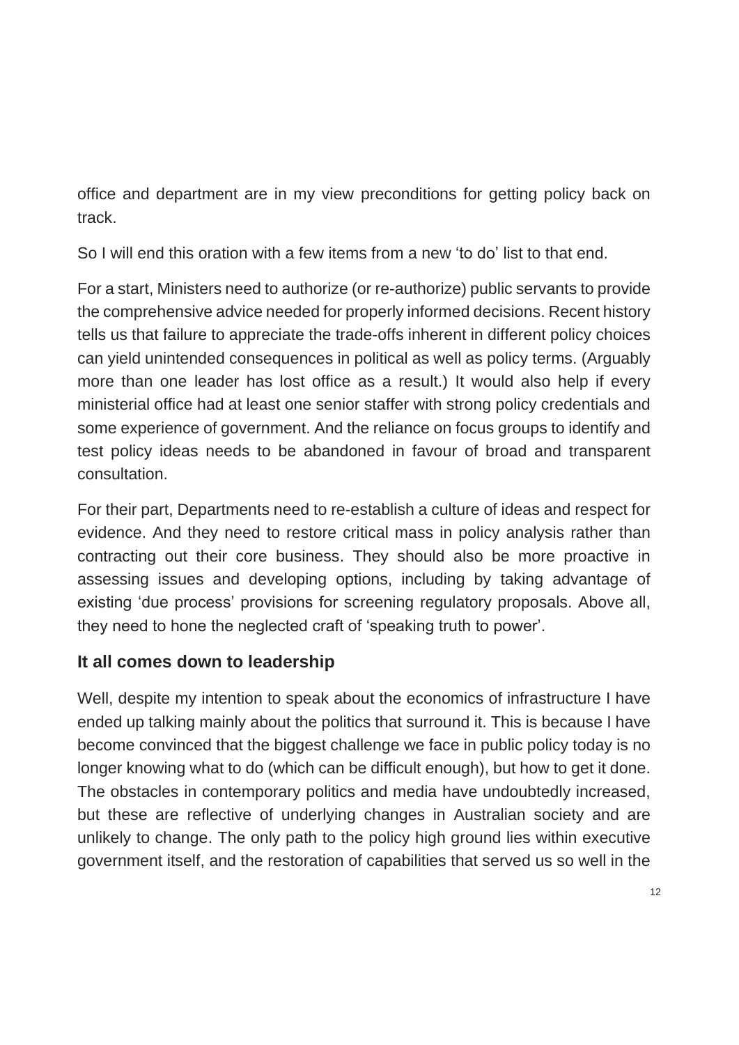office and department are in my view preconditions for getting policy back on track.

So I will end this oration with a few items from a new 'to do' list to that end.

For a start, Ministers need to authorize (or re-authorize) public servants to provide the comprehensive advice needed for properly informed decisions. Recent history tells us that failure to appreciate the trade-offs inherent in different policy choices can yield unintended consequences in political as well as policy terms. (Arguably more than one leader has lost office as a result.) It would also help if every ministerial office had at least one senior staffer with strong policy credentials and some experience of government. And the reliance on focus groups to identify and test policy ideas needs to be abandoned in favour of broad and transparent consultation.

For their part, Departments need to re-establish a culture of ideas and respect for evidence. And they need to restore critical mass in policy analysis rather than contracting out their core business. They should also be more proactive in assessing issues and developing options, including by taking advantage of existing 'due process' provisions for screening regulatory proposals. Above all, they need to hone the neglected craft of 'speaking truth to power'.

### It all comes down to leadership

Well, despite my intention to speak about the economics of infrastructure I have ended up talking mainly about the politics that surround it. This is because I have become convinced that the biggest challenge we face in public policy today is no longer knowing what to do (which can be difficult enough), but how to get it done. The obstacles in contemporary politics and media have undoubtedly increased, but these are reflective of underlying changes in Australian society and are unlikely to change. The only path to the policy high ground lies within executive government itself, and the restoration of capabilities that served us so well in the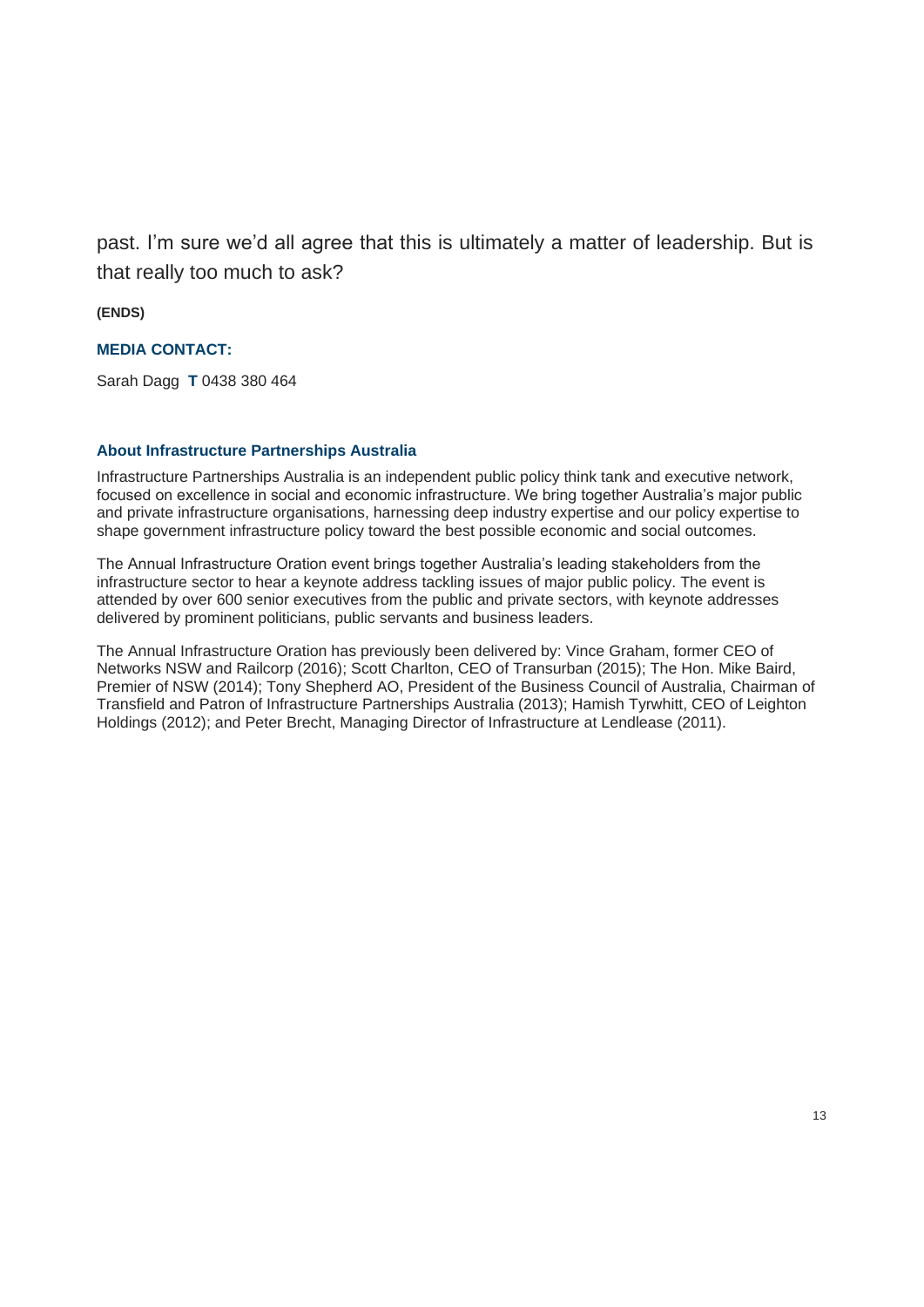past. I'm sure we'd all agree that this is ultimately a matter of leadership. But is that really too much to ask?

**(ENDS)**

**MEDIA CONTACT:**

Sarah Dagg **T** 0438 380 464

### About Infrastructure Partnerships Australia

Infrastructure Partnerships Australia is an independent public policy think tank and executive network, focused on excellence in social and economic infrastructure. We bring together Australia's major public and private infrastructure organisations, harnessing deep industry expertise and our policy expertise to shape government infrastructure policy toward the best possible economic and social outcomes.

The Annual Infrastructure Oration event brings together Australia's leading stakeholders from the infrastructure sector to hear a keynote address tackling issues of major public policy. The event is attended by over 600 senior executives from the public and private sectors, with keynote addresses delivered by prominent politicians, public servants and business leaders.

The Annual Infrastructure Oration has previously been delivered by: Vince Graham, former CEO of Networks NSW and Railcorp (2016); Scott Charlton, CEO of Transurban (2015); The Hon. Mike Baird, Premier of NSW (2014); Tony Shepherd AO, President of the Business Council of Australia, Chairman of Transfield and Patron of Infrastructure Partnerships Australia (2013); Hamish Tyrwhitt, CEO of Leighton Holdings (2012); and Peter Brecht, Managing Director of Infrastructure at Lendlease (2011).